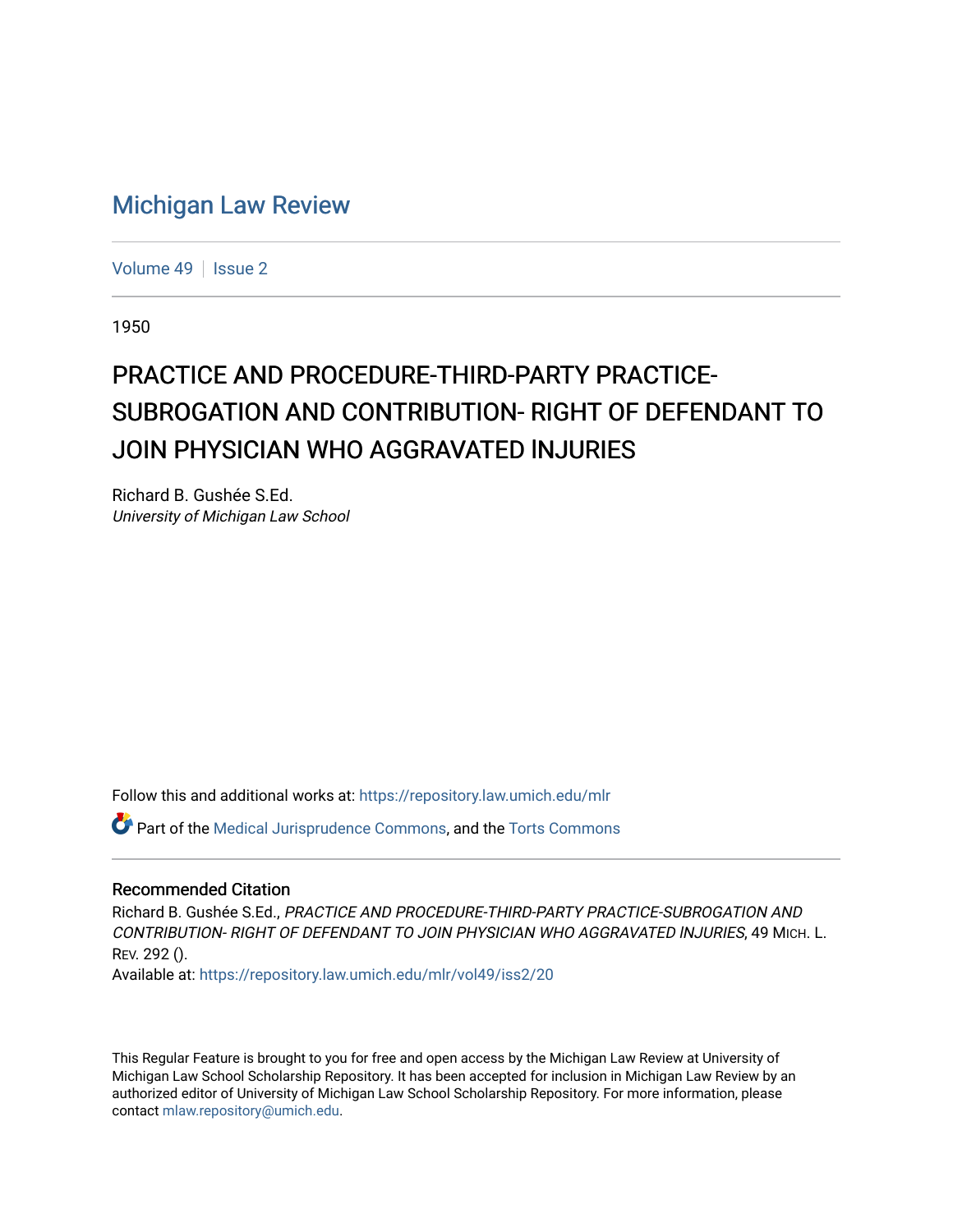# Michigan Law Review

Volume 49 | Issue 2

1950

## PRACTICE AND PROCEDURE-THIRD-PARTY PRACTICE-SUBROGATION AND CONTRIBUTION- RIGHT OF DEFENDANT TO JOIN PHYSICIAN WHO AGGRAVATED lNJURIES

Richard B. Gushée S.Ed.
*University of Michigan Law School*

Follow this and additional works at: https://repository.law.umich.edu/mlr

Part of the Medical Jurisprudence Commons, and the Torts Commons

### Recommended Citation

Richard B. Gushée S.Ed., *PRACTICE AND PROCEDURE-THIRD-PARTY PRACTICE-SUBROGATION AND CONTRIBUTION- RIGHT OF DEFENDANT TO JOIN PHYSICIAN WHO AGGRAVATED lNJURIES*, 49 MICH. L. REV. 292 ().
Available at: https://repository.law.umich.edu/mlr/vol49/iss2/20

This Regular Feature is brought to you for free and open access by the Michigan Law Review at University of Michigan Law School Scholarship Repository. It has been accepted for inclusion in Michigan Law Review by an authorized editor of University of Michigan Law School Scholarship Repository. For more information, please contact mlaw.repository@umich.edu.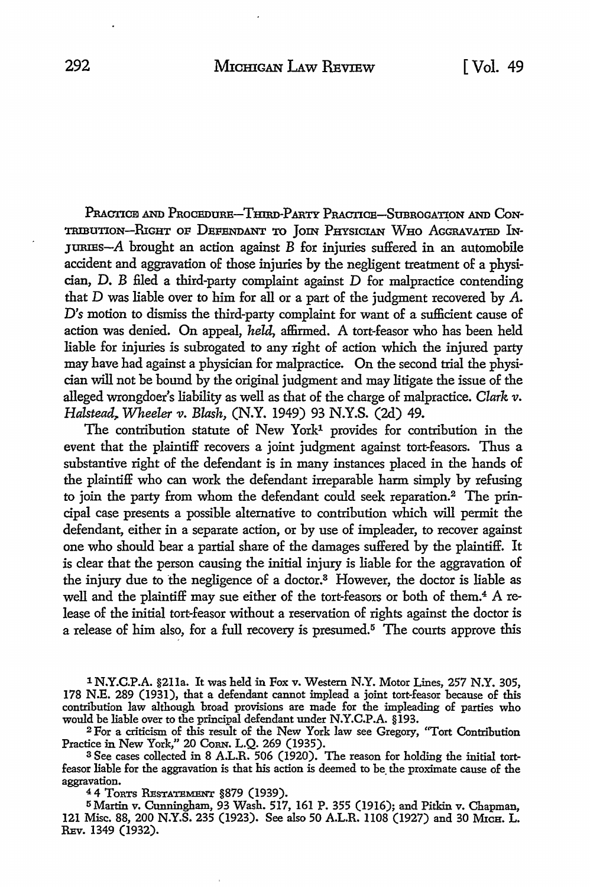PRACTICE AND PROCEDURE—THIRD-PARTY PRACTICE—SUBROGATION AND CONTRIBUTION—RIGHT OF DEFENDANT TO JOIN PHYSICIAN WHO AGGRAVATED INJURIES—*A* brought an action against *B* for injuries suffered in an automobile accident and aggravation of those injuries by the negligent treatment of a physician, *D*. *B* filed a third-party complaint against *D* for malpractice contending that *D* was liable over to him for all or a part of the judgment recovered by *A*. *D's* motion to dismiss the third-party complaint for want of a sufficient cause of action was denied. On appeal, *held*, affirmed. A tort-feasor who has been held liable for injuries is subrogated to any right of action which the injured party may have had against a physician for malpractice. On the second trial the physician will not be bound by the original judgment and may litigate the issue of the alleged wrongdoer's liability as well as that of the charge of malpractice. *Clark v. Halstead, Wheeler v. Blash*, (N.Y. 1949) 93 N.Y.S. (2d) 49.

The contribution statute of New York[1] provides for contribution in the event that the plaintiff recovers a joint judgment against tort-feasors. Thus a substantive right of the defendant is in many instances placed in the hands of the plaintiff who can work the defendant irreparable harm simply by refusing to join the party from whom the defendant could seek reparation.[2] The principal case presents a possible alternative to contribution which will permit the defendant, either in a separate action, or by use of impleader, to recover against one who should bear a partial share of the damages suffered by the plaintiff. It is clear that the person causing the initial injury is liable for the aggravation of the injury due to the negligence of a doctor.[3] However, the doctor is liable as well and the plaintiff may sue either of the tort-feasors or both of them.[4] A release of the initial tort-feasor without a reservation of rights against the doctor is a release of him also, for a full recovery is presumed.[5] The courts approve this

[1] N.Y.C.P.A. §211a. It was held in Fox v. Western N.Y. Motor Lines, 257 N.Y. 305, 178 N.E. 289 (1931), that a defendant cannot implead a joint tort-feasor because of this contribution law although broad provisions are made for the impleading of parties who would be liable over to the principal defendant under N.Y.C.P.A. §193.

[2] For a criticism of this result of the New York law see Gregory, "Tort Contribution Practice in New York," 20 CORN. L.Q. 269 (1935).

[3] See cases collected in 8 A.L.R. 506 (1920). The reason for holding the initial tort-feasor liable for the aggravation is that his action is deemed to be the proximate cause of the aggravation.

[4] 4 TORTS RESTATEMENT §879 (1939).

[5] Martin v. Cunningham, 93 Wash. 517, 161 P. 355 (1916); and Pitkin v. Chapman, 121 Misc. 88, 200 N.Y.S. 235 (1923). See also 50 A.L.R. 1108 (1927) and 30 MICH. L. REV. 1349 (1932).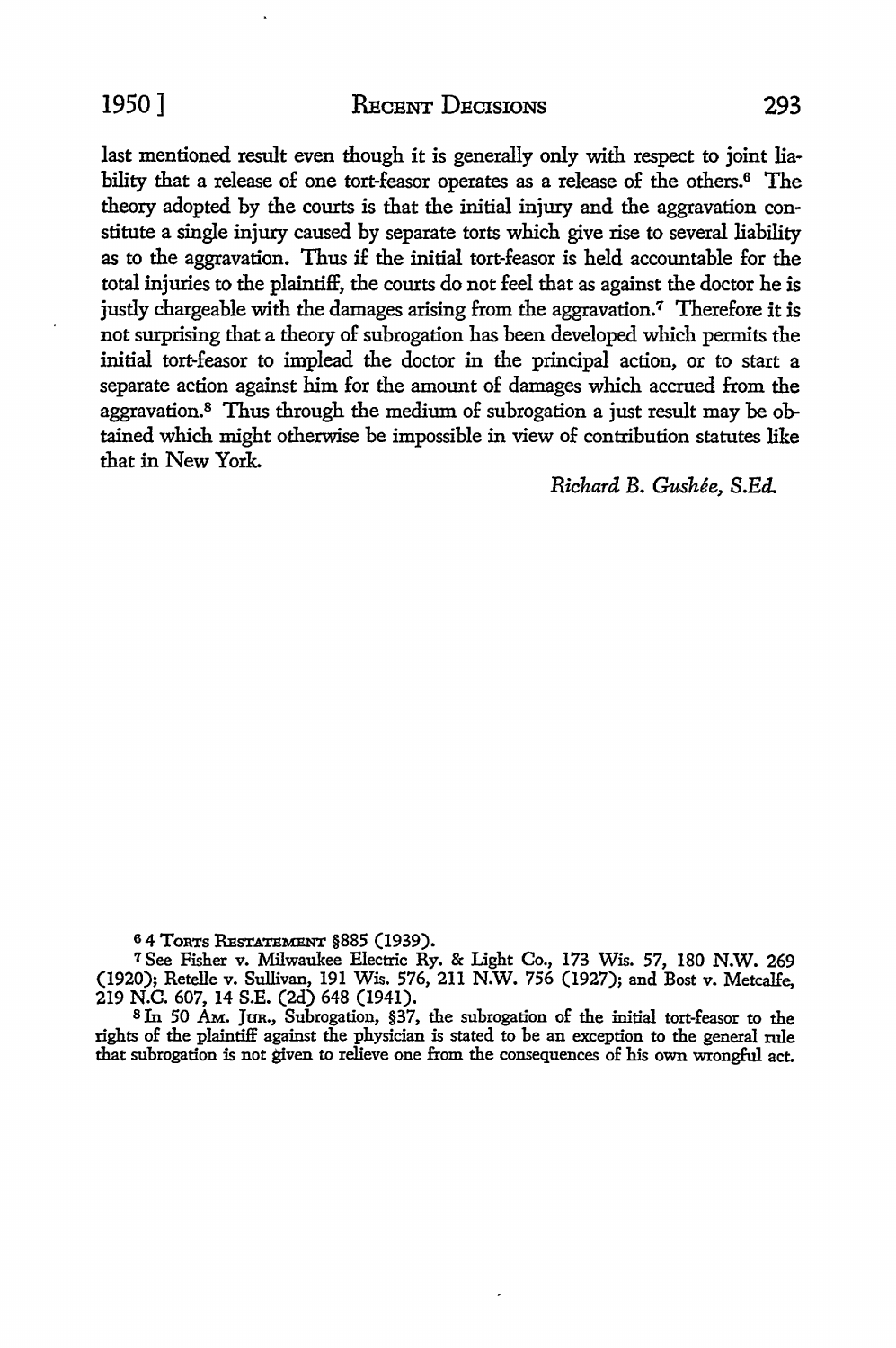last mentioned result even though it is generally only with respect to joint liability that a release of one tort-feasor operates as a release of the others.[6] The theory adopted by the courts is that the initial injury and the aggravation constitute a single injury caused by separate torts which give rise to several liability as to the aggravation. Thus if the initial tort-feasor is held accountable for the total injuries to the plaintiff, the courts do not feel that as against the doctor he is justly chargeable with the damages arising from the aggravation.[7] Therefore it is not surprising that a theory of subrogation has been developed which permits the initial tort-feasor to implead the doctor in the principal action, or to start a separate action against him for the amount of damages which accrued from the aggravation.[8] Thus through the medium of subrogation a just result may be obtained which might otherwise be impossible in view of contribution statutes like that in New York.

*Richard B. Gushée, S.Ed.*

[6] 4 Torts Restatement §885 (1939).

[7] See Fisher v. Milwaukee Electric Ry. & Light Co., 173 Wis. 57, 180 N.W. 269 (1920); Retelle v. Sullivan, 191 Wis. 576, 211 N.W. 756 (1927); and Bost v. Metcalfe, 219 N.C. 607, 14 S.E. (2d) 648 (1941).

[8] In 50 Am. Jur., Subrogation, §37, the subrogation of the initial tort-feasor to the rights of the plaintiff against the physician is stated to be an exception to the general rule that subrogation is not given to relieve one from the consequences of his own wrongful act.